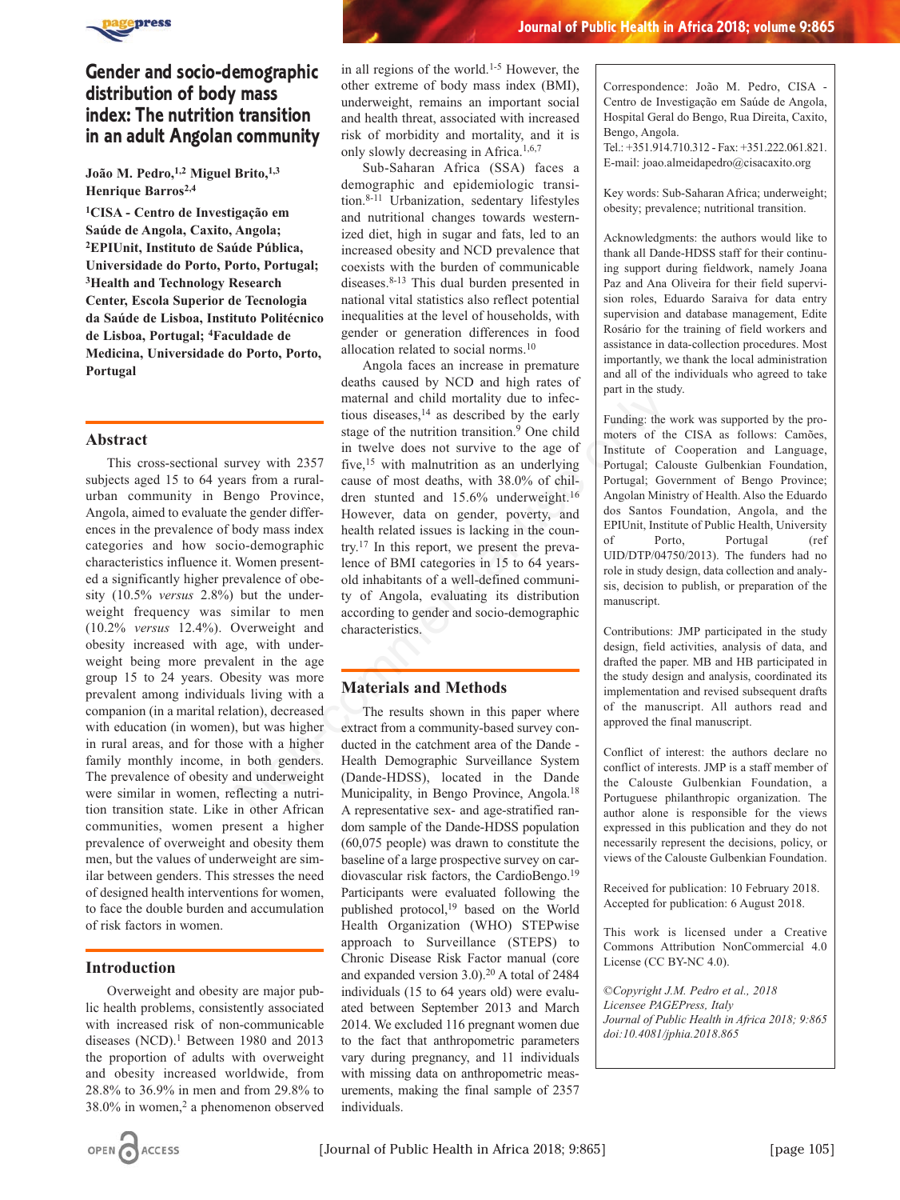# Gender and socio-demographic distribution of body mass index: The nutrition transition in an adult Angolan community

**João M. Pedro,[1,2] Miguel Brito,[1,3] Henrique Barros[2,4]**

**[1]CISA - Centro de Investigação em Saúde de Angola, Caxito, Angola; [2]EPIUnit, Instituto de Saúde Pública, Universidade do Porto, Porto, Portugal; [3]Health and Technology Research Center, Escola Superior de Tecnologia da Saúde de Lisboa, Instituto Politécnico de Lisboa, Portugal; [4]Faculdade de Medicina, Universidade do Porto, Porto, Portugal**

## Abstract

This cross-sectional survey with 2357 subjects aged 15 to 64 years from a rural-urban community in Bengo Province, Angola, aimed to evaluate the gender differences in the prevalence of body mass index categories and how socio-demographic characteristics influence it. Women presented a significantly higher prevalence of obesity (10.5% *versus* 2.8%) but the underweight frequency was similar to men (10.2% *versus* 12.4%). Overweight and obesity increased with age, with underweight being more prevalent in the age group 15 to 24 years. Obesity was more prevalent among individuals living with a companion (in a marital relation), decreased with education (in women), but was higher in rural areas, and for those with a higher family monthly income, in both genders. The prevalence of obesity and underweight were similar in women, reflecting a nutrition transition state. Like in other African communities, women present a higher prevalence of overweight and obesity them men, but the values of underweight are similar between genders. This stresses the need of designed health interventions for women, to face the double burden and accumulation of risk factors in women.

## Introduction

Overweight and obesity are major public health problems, consistently associated with increased risk of non-communicable diseases (NCD).[1] Between 1980 and 2013 the proportion of adults with overweight and obesity increased worldwide, from 28.8% to 36.9% in men and from 29.8% to 38.0% in women,[2] a phenomenon observed in all regions of the world.[1-5] However, the other extreme of body mass index (BMI), underweight, remains an important social and health threat, associated with increased risk of morbidity and mortality, and it is only slowly decreasing in Africa.[1,6,7]

Sub-Saharan Africa (SSA) faces a demographic and epidemiologic transition.[8-11] Urbanization, sedentary lifestyles and nutritional changes towards westernized diet, high in sugar and fats, led to an increased obesity and NCD prevalence that coexists with the burden of communicable diseases.[8-13] This dual burden presented in national vital statistics also reflect potential inequalities at the level of households, with gender or generation differences in food allocation related to social norms.[10]

Angola faces an increase in premature deaths caused by NCD and high rates of maternal and child mortality due to infectious diseases,[14] as described by the early stage of the nutrition transition.[9] One child in twelve does not survive to the age of five,[15] with malnutrition as an underlying cause of most deaths, with 38.0% of children stunted and 15.6% underweight.[16] However, data on gender, poverty, and health related issues is lacking in the country.[17] In this report, we present the prevalence of BMI categories in 15 to 64 years-old inhabitants of a well-defined community of Angola, evaluating its distribution according to gender and socio-demographic characteristics.

## Materials and Methods

The results shown in this paper where extract from a community-based survey conducted in the catchment area of the Dande - Health Demographic Surveillance System (Dande-HDSS), located in the Dande Municipality, in Bengo Province, Angola.[18] A representative sex- and age-stratified random sample of the Dande-HDSS population (60,075 people) was drawn to constitute the baseline of a large prospective survey on cardiovascular risk factors, the CardioBengo.[19] Participants were evaluated following the published protocol,[19] based on the World Health Organization (WHO) STEPwise approach to Surveillance (STEPS) to Chronic Disease Risk Factor manual (core and expanded version 3.0).[20] A total of 2484 individuals (15 to 64 years old) were evaluated between September 2013 and March 2014. We excluded 116 pregnant women due to the fact that anthropometric parameters vary during pregnancy, and 11 individuals with missing data on anthropometric measurements, making the final sample of 2357 individuals.

Correspondence: João M. Pedro, CISA - Centro de Investigação em Saúde de Angola, Hospital Geral do Bengo, Rua Direita, Caxito, Bengo, Angola.
Tel.: +351.914.710.312 - Fax: +351.222.061.821.
E-mail: joao.almeidapedro@cisacaxito.org

Key words: Sub-Saharan Africa; underweight; obesity; prevalence; nutritional transition.

Acknowledgments: the authors would like to thank all Dande-HDSS staff for their continuing support during fieldwork, namely Joana Paz and Ana Oliveira for their field supervision roles, Eduardo Saraiva for data entry supervision and database management, Edite Rosário for the training of field workers and assistance in data-collection procedures. Most importantly, we thank the local administration and all of the individuals who agreed to take part in the study.

Funding: the work was supported by the promoters of the CISA as follows: Camões, Institute of Cooperation and Language, Portugal; Calouste Gulbenkian Foundation, Portugal; Government of Bengo Province; Angolan Ministry of Health. Also the Eduardo dos Santos Foundation, Angola, and the EPIUnit, Institute of Public Health, University of Porto, Portugal (ref UID/DTP/04750/2013). The funders had no role in study design, data collection and analysis, decision to publish, or preparation of the manuscript.

Contributions: JMP participated in the study design, field activities, analysis of data, and drafted the paper. MB and HB participated in the study design and analysis, coordinated its implementation and revised subsequent drafts of the manuscript. All authors read and approved the final manuscript.

Conflict of interest: the authors declare no conflict of interests. JMP is a staff member of the Calouste Gulbenkian Foundation, a Portuguese philanthropic organization. The author alone is responsible for the views expressed in this publication and they do not necessarily represent the decisions, policy, or views of the Calouste Gulbenkian Foundation.

Received for publication: 10 February 2018.
Accepted for publication: 6 August 2018.

This work is licensed under a Creative Commons Attribution NonCommercial 4.0 License (CC BY-NC 4.0).

*©Copyright J.M. Pedro et al., 2018*
*Licensee PAGEPress, Italy*
*Journal of Public Health in Africa 2018; 9:865*
*doi:10.4081/jphia.2018.865*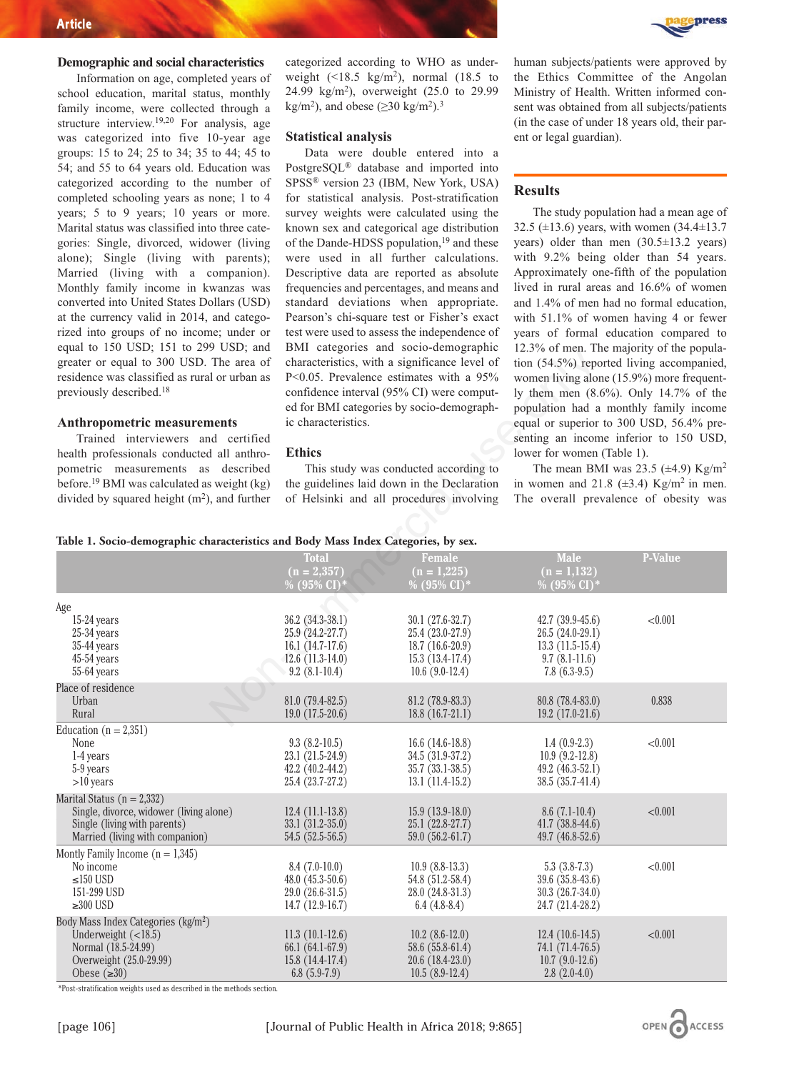### Demographic and social characteristics

Information on age, completed years of school education, marital status, monthly family income, were collected through a structure interview.[19,20] For analysis, age was categorized into five 10-year age groups: 15 to 24; 25 to 34; 35 to 44; 45 to 54; and 55 to 64 years old. Education was categorized according to the number of completed schooling years as none; 1 to 4 years; 5 to 9 years; 10 years or more. Marital status was classified into three categories: Single, divorced, widower (living alone); Single (living with parents); Married (living with a companion). Monthly family income in kwanzas was converted into United States Dollars (USD) at the currency valid in 2014, and categorized into groups of no income; under or equal to 150 USD; 151 to 299 USD; and greater or equal to 300 USD. The area of residence was classified as rural or urban as previously described.[18]

### Anthropometric measurements

Trained interviewers and certified health professionals conducted all anthropometric measurements as described before.[19] BMI was calculated as weight (kg) divided by squared height ($m^2$), and further categorized according to WHO as underweight (<18.5 kg/$m^2$), normal (18.5 to 24.99 kg/$m^2$), overweight (25.0 to 29.99 kg/$m^2$), and obese (≥30 kg/$m^2$).[3]

### Statistical analysis

Data were double entered into a PostgreSQL® database and imported into SPSS® version 23 (IBM, New York, USA) for statistical analysis. Post-stratification survey weights were calculated using the known sex and categorical age distribution of the Dande-HDSS population,[19] and these were used in all further calculations. Descriptive data are reported as absolute frequencies and percentages, and means and standard deviations when appropriate. Pearson's chi-square test or Fisher's exact test were used to assess the independence of BMI categories and socio-demographic characteristics, with a significance level of P<0.05. Prevalence estimates with a 95% confidence interval (95% CI) were computed for BMI categories by socio-demographic characteristics.

### Ethics

This study was conducted according to the guidelines laid down in the Declaration of Helsinki and all procedures involving human subjects/patients were approved by the Ethics Committee of the Angolan Ministry of Health. Written informed consent was obtained from all subjects/patients (in the case of under 18 years old, their parent or legal guardian).

## Results

The study population had a mean age of 32.5 (±13.6) years, with women (34.4±13.7 years) older than men (30.5±13.2 years) with 9.2% being older than 54 years. Approximately one-fifth of the population lived in rural areas and 16.6% of women and 1.4% of men had no formal education, with 51.1% of women having 4 or fewer years of formal education compared to 12.3% of men. The majority of the population (54.5%) reported living accompanied, women living alone (15.9%) more frequently them men (8.6%). Only 14.7% of the population had a monthly family income equal or superior to 300 USD, 56.4% presenting an income inferior to 150 USD, lower for women (Table 1).

The mean BMI was 23.5 (±4.9) Kg/$m^2$ in women and 21.8 (±3.4) Kg/$m^2$ in men. The overall prevalence of obesity was

**Table 1. Socio-demographic characteristics and Body Mass Index Categories, by sex.**

| | Total (n = 2,357) % (95% CI)* | Female (n = 1,225) % (95% CI)* | Male (n = 1,132) % (95% CI)* | P-Value |
|---|---|---|---|---|
| **Age** | | | | |
| 15-24 years | 36.2 (34.3-38.1) | 30.1 (27.6-32.7) | 42.7 (39.9-45.6) | <0.001 |
| 25-34 years | 25.9 (24.2-27.7) | 25.4 (23.0-27.9) | 26.5 (24.0-29.1) | |
| 35-44 years | 16.1 (14.7-17.6) | 18.7 (16.6-20.9) | 13.3 (11.5-15.4) | |
| 45-54 years | 12.6 (11.3-14.0) | 15.3 (13.4-17.4) | 9.7 (8.1-11.6) | |
| 55-64 years | 9.2 (8.1-10.4) | 10.6 (9.0-12.4) | 7.8 (6.3-9.5) | |
| **Place of residence** | | | | |
| Urban | 81.0 (79.4-82.5) | 81.2 (78.9-83.3) | 80.8 (78.4-83.0) | 0.838 |
| Rural | 19.0 (17.5-20.6) | 18.8 (16.7-21.1) | 19.2 (17.0-21.6) | |
| **Education (n = 2,351)** | | | | |
| None | 9.3 (8.2-10.5) | 16.6 (14.6-18.8) | 1.4 (0.9-2.3) | <0.001 |
| 1-4 years | 23.1 (21.5-24.9) | 34.5 (31.9-37.2) | 10.9 (9.2-12.8) | |
| 5-9 years | 42.2 (40.2-44.2) | 35.7 (33.1-38.5) | 49.2 (46.3-52.1) | |
| >10 years | 25.4 (23.7-27.2) | 13.1 (11.4-15.2) | 38.5 (35.7-41.4) | |
| **Marital Status (n = 2,332)** | | | | |
| Single, divorce, widower (living alone) | 12.4 (11.1-13.8) | 15.9 (13.9-18.0) | 8.6 (7.1-10.4) | <0.001 |
| Single (living with parents) | 33.1 (31.2-35.0) | 25.1 (22.8-27.7) | 41.7 (38.8-44.6) | |
| Married (living with companion) | 54.5 (52.5-56.5) | 59.0 (56.2-61.7) | 49.7 (46.8-52.6) | |
| **Montly Family Income (n = 1,345)** | | | | |
| No income | 8.4 (7.0-10.0) | 10.9 (8.8-13.3) | 5.3 (3.8-7.3) | <0.001 |
| ≤150 USD | 48.0 (45.3-50.6) | 54.8 (51.2-58.4) | 39.6 (35.8-43.6) | |
| 151-299 USD | 29.0 (26.6-31.5) | 28.0 (24.8-31.3) | 30.3 (26.7-34.0) | |
| ≥300 USD | 14.7 (12.9-16.7) | 6.4 (4.8-8.4) | 24.7 (21.4-28.2) | |
| **Body Mass Index Categories (kg/$m^2$)** | | | | |
| Underweight (<18.5) | 11.3 (10.1-12.6) | 10.2 (8.6-12.0) | 12.4 (10.6-14.5) | <0.001 |
| Normal (18.5-24.99) | 66.1 (64.1-67.9) | 58.6 (55.8-61.4) | 74.1 (71.4-76.5) | |
| Overweight (25.0-29.99) | 15.8 (14.4-17.4) | 20.6 (18.4-23.0) | 10.7 (9.0-12.6) | |
| Obese (≥30) | 6.8 (5.9-7.9) | 10.5 (8.9-12.4) | 2.8 (2.0-4.0) | |

*Post-stratification weights used as described in the methods section.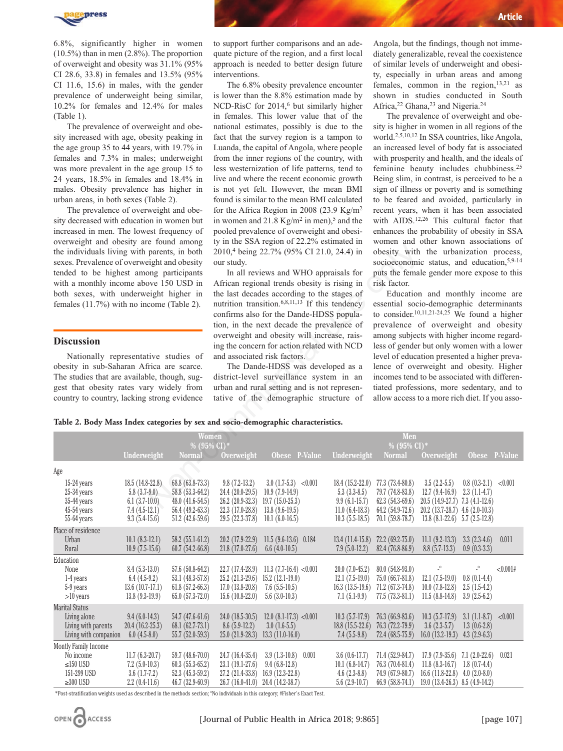6.8%, significantly higher in women (10.5%) than in men (2.8%). The proportion of overweight and obesity was 31.1% (95% CI 28.6, 33.8) in females and 13.5% (95% CI 11.6, 15.6) in males, with the gender prevalence of underweight being similar, 10.2% for females and 12.4% for males (Table 1).

The prevalence of overweight and obesity increased with age, obesity peaking in the age group 35 to 44 years, with 19.7% in females and 7.3% in males; underweight was more prevalent in the age group 15 to 24 years, 18.5% in females and 18.4% in males. Obesity prevalence has higher in urban areas, in both sexes (Table 2).

The prevalence of overweight and obesity decreased with education in women but increased in men. The lowest frequency of overweight and obesity are found among the individuals living with parents, in both sexes. Prevalence of overweight and obesity tended to be highest among participants with a monthly income above 150 USD in both sexes, with underweight higher in females (11.7%) with no income (Table 2).

## Discussion

Nationally representative studies of obesity in sub-Saharan Africa are scarce. The studies that are available, though, suggest that obesity rates vary widely from country to country, lacking strong evidence to support further comparisons and an adequate picture of the region, and a first local approach is needed to better design future interventions.

The 6.8% obesity prevalence encounter is lower than the 8.8% estimation made by NCD-RisC for 2014,[6] but similarly higher in females. This lower value that of the national estimates, possibly is due to the fact that the survey region is a tampon to Luanda, the capital of Angola, where people from the inner regions of the country, with less westernization of life patterns, tend to live and where the recent economic growth is not yet felt. However, the mean BMI found is similar to the mean BMI calculated for the Africa Region in 2008 (23.9 Kg/m$^2$ in women and 21.8 Kg/m$^2$ in men),[5] and the pooled prevalence of overweight and obesity in the SSA region of 22.2% estimated in 2010,[4] being 22.7% (95% CI 21.0, 24.4) in our study.

In all reviews and WHO appraisals for African regional trends obesity is rising in the last decades according to the stages of nutrition transition.[6,8,11,13] If this tendency confirms also for the Dande-HDSS population, in the next decade the prevalence of overweight and obesity will increase, raising the concern for action related with NCD and associated risk factors.

The Dande-HDSS was developed as a district-level surveillance system in an urban and rural setting and is not representative of the demographic structure of Angola, but the findings, though not immediately generalizable, reveal the coexistence of similar levels of underweight and obesity, especially in urban areas and among females, common in the region,[13,21] as shown in studies conducted in South Africa,[22] Ghana,[23] and Nigeria.[24]

The prevalence of overweight and obesity is higher in women in all regions of the world.[2,5,10,12] In SSA countries, like Angola, an increased level of body fat is associated with prosperity and health, and the ideals of feminine beauty includes chubbiness.[25] Being slim, in contrast, is perceived to be a sign of illness or poverty and is something to be feared and avoided, particularly in recent years, when it has been associated with AIDS.[12,26] This cultural factor that enhances the probability of obesity in SSA women and other known associations of obesity with the urbanization process, socioeconomic status, and education,[5,9-14] puts the female gender more expose to this risk factor.

Education and monthly income are essential socio-demographic determinants to consider.[10,11,21-24,25] We found a higher prevalence of overweight and obesity among subjects with higher income regardless of gender but only women with a lower level of education presented a higher prevalence of overweight and obesity. Higher incomes tend to be associated with differentiated professions, more sedentary, and to allow access to a more rich diet. If you asso-

**Table 2. Body Mass Index categories by sex and socio-demographic characteristics.**

| | Women % (95% CI)* | | | | | Men % (95% CI)* | | | | |
|---|---|---|---|---|---|---|---|---|---|---|
| | Underweight | Normal | Overweight | Obese | P-Value | Underweight | Normal | Overweight | Obese | P-Value |
| **Age** | | | | | | | | | | |
| 15-24 years | 18.5 (14.8-22.8) | 68.8 (63.8-73.3) | 9.8 (7.2-13.2) | 3.0 (1.7-5.3) | <0.001 | 18.4 (15.2-22.0) | 77.3 (73.4-80.8) | 3.5 (2.2-5.5) | 0.8 (0.3-2.1) | <0.001 |
| 25-34 years | 5.8 (3.7-9.0) | 58.8 (53.3-64.2) | 24.4 (20.0-29.5) | 10.9 (7.9-14.9) | | 5.3 (3.3-8.5) | 79.7 (74.8-83.8) | 12.7 (9.4-16.9) | 2.3 (1.1-4.7) | |
| 35-44 years | 6.1 (3.7-10.0) | 48.0 (41.6-54.5) | 26.2 (20.9-32.3) | 19.7 (15.0-25.3) | | 9.9 (6.1-15.7) | 62.3 (54.3-69.6) | 20.5 (14.9-27.7) | 7.3 (4.1-12.6) | |
| 45-54 years | 7.4 (4.5-12.1) | 56.4 (49.2-63.3) | 22.3 (17.0-28.8) | 13.8 (9.6-19.5) | | 11.0 (6.4-18.3) | 64.2 (54.9-72.6) | 20.2 (13.7-28.7) | 4.6 (2.0-10.3) | |
| 55-64 years | 9.3 (5.4-15.6) | 51.2 (42.6-59.6) | 29.5 (22.3-37.8) | 10.1 (6.0-16.5) | | 10.3 (5.5-18.5) | 70.1 (59.8-78.7) | 13.8 (8.1-22.6) | 5.7 (2.5-12.8) | |
| **Place of residence** | | | | | | | | | | |
| Urban | 10.1 (8.3-12.1) | 58.2 (55.1-61.2) | 20.2 (17.9-22.9) | 11.5 (9.6-13.6) | 0.184 | 13.4 (11.4-15.8) | 72.2 (69.2-75.0) | 11.1 (9.2-13.3) | 3.3 (2.3-4.6) | 0.011 |
| Rural | 10.9 (7.5-15.6) | 60.7 (54.2-66.8) | 21.8 (17.0-27.6) | 6.6 (4.0-10.5) | | 7.9 (5.0-12.2) | 82.4 (76.8-86.9) | 8.8 (5.7-13.3) | 0.9 (0.3-3.3) | |
| **Education** | | | | | | | | | | |
| None | 8.4 (5.3-13.0) | 57.6 (50.8-64.2) | 22.7 (17.4-28.9) | 11.3 (7.7-16.4) | <0.001 | 20.0 (7.0-45.2) | 80.0 (54.8-93.0) | -° | -° | <0.001# |
| 1-4 years | 6.4 (4.5-9.2) | 53.1 (48.3-57.8) | 25.2 (21.3-29.6) | 15.2 (12.1-19.0) | | 12.1 (7.5-19.0) | 75.0 (66.7-81.8) | 12.1 (7.5-19.0) | 0.8 (0.1-4.4) | |
| 5-9 years | 13.6 (10.7-17.1) | 61.8 (57.2-66.3) | 17.0 (13.8-20.8) | 7.6 (5.5-10.5) | | 16.3 (13.5-19.6) | 71.2 (67.3-74.8) | 10.0 (7.8-12.8) | 2.5 (1.5-4.2) | |
| >10 years | 13.8 (9.3-19.9) | 65.0 (57.3-72.0) | 15.6 (10.8-22.0) | 5.6 (3.0-10.3) | | 7.1 (5.1-9.9) | 77.5 (73.3-81.1) | 11.5 (8.8-14.8) | 3.9 (2.5-6.2) | |
| **Marital Status** | | | | | | | | | | |
| Living alone | 9.4 (6.0-14.3) | 54.7 (47.6-61.6) | 24.0 (18.5-30.5) | 12.0 (8.1-17.3) | <0.001 | 10.3 (5.7-17.9) | 76.3 (66.9-83.6) | 10.3 (5.7-17.9) | 3.1 (1.1-8.7) | <0.001 |
| Living with parents | 20.4 (16.2-25.3) | 68.1 (62.7-73.1) | 8.6 (5.9-12.2) | 3.0 (1.6-5.5) | | 18.8 (15.5-22.6) | 76.3 (72.2-79.9) | 3.6 (2.3-5.7) | 1.3 (0.6-2.8) | |
| Living with companion | 6.0 (4.5-8.0) | 55.7 (52.0-59.3) | 25.0 (21.9-28.3) | 13.3 (11.0-16.0) | | 7.4 (5.5-9.8) | 72.4 (68.5-75.9) | 16.0 (13.2-19.3) | 4.3 (2.9-6.3) | |
| **Montly Family Income** | | | | | | | | | | |
| No income | 11.7 (6.3-20.7) | 59.7 (48.6-70.0) | 24.7 (16.4-35.4) | 3.9 (1.3-10.8) | 0.001 | 3.6 (0.6-17.7) | 71.4 (52.9-84.7) | 17.9 (7.9-35.6) | 7.1 (2.0-22.6) | 0.021 |
| ≤150 USD | 7.2 (5.0-10.3) | 60.3 (55.3-65.2) | 23.1 (19.1-27.6) | 9.4 (6.8-12.8) | | 10.1 (6.8-14.7) | 76.3 (70.4-81.4) | 11.8 (8.3-16.7) | 1.8 (0.7-4.4) | |
| 151-299 USD | 3.6 (1.7-7.2) | 52.3 (45.3-59.2) | 27.2 (21.4-33.8) | 16.9 (12.3-22.8) | | 4.6 (2.3-8.8) | 74.9 (67.9-80.7) | 16.6 (11.8-22.8) | 4.0 (2.0-8.0) | |
| ≥300 USD | 2.2 (0.4-11.6) | 46.7 (32.9-60.9) | 26.7 (16.0-41.0) | 24.4 (14.2-38.7) | | 5.6 (2.9-10.7) | 66.9 (58.8-74.1) | 19.0 (13.4-26.3) | 8.5 (4.9-14.2) | |

*Post-stratification weights used as described in the methods section; °No individuals in this category; #Fisher's Exact Test.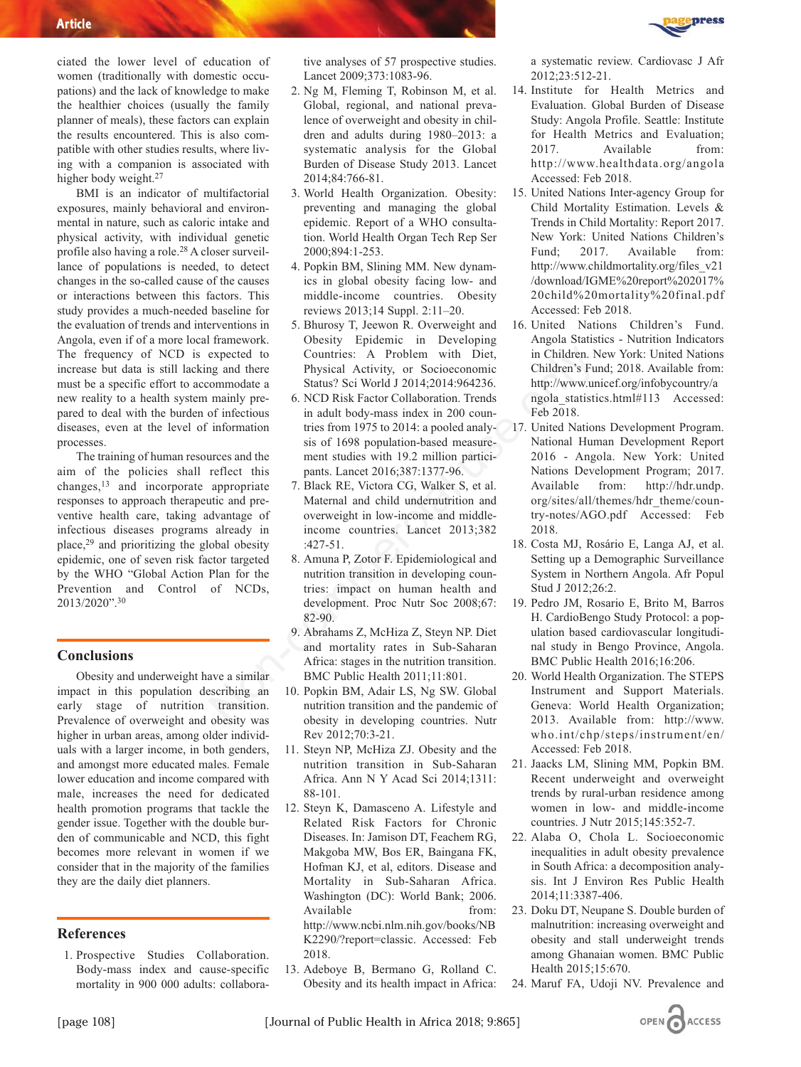ciated the lower level of education of women (traditionally with domestic occupations) and the lack of knowledge to make the healthier choices (usually the family planner of meals), these factors can explain the results encountered. This is also compatible with other studies results, where living with a companion is associated with higher body weight.[27]

BMI is an indicator of multifactorial exposures, mainly behavioral and environmental in nature, such as caloric intake and physical activity, with individual genetic profile also having a role.[28] A closer surveillance of populations is needed, to detect changes in the so-called cause of the causes or interactions between this factors. This study provides a much-needed baseline for the evaluation of trends and interventions in Angola, even if of a more local framework. The frequency of NCD is expected to increase but data is still lacking and there must be a specific effort to accommodate a new reality to a health system mainly prepared to deal with the burden of infectious diseases, even at the level of information processes.

The training of human resources and the aim of the policies shall reflect this changes,[13] and incorporate appropriate responses to approach therapeutic and preventive health care, taking advantage of infectious diseases programs already in place,[29] and prioritizing the global obesity epidemic, one of seven risk factor targeted by the WHO "Global Action Plan for the Prevention and Control of NCDs, 2013/2020".[30]

## Conclusions

Obesity and underweight have a similar impact in this population describing an early stage of nutrition transition. Prevalence of overweight and obesity was higher in urban areas, among older individuals with a larger income, in both genders, and amongst more educated males. Female lower education and income compared with male, increases the need for dedicated health promotion programs that tackle the gender issue. Together with the double burden of communicable and NCD, this fight becomes more relevant in women if we consider that in the majority of the families they are the daily diet planners.

## References

1. Prospective Studies Collaboration. Body-mass index and cause-specific mortality in 900 000 adults: collaborative analyses of 57 prospective studies. Lancet 2009;373:1083-96.
2. Ng M, Fleming T, Robinson M, et al. Global, regional, and national prevalence of overweight and obesity in children and adults during 1980–2013: a systematic analysis for the Global Burden of Disease Study 2013. Lancet 2014;84:766-81.
3. World Health Organization. Obesity: preventing and managing the global epidemic. Report of a WHO consultation. World Health Organ Tech Rep Ser 2000;894:1-253.
4. Popkin BM, Slining MM. New dynamics in global obesity facing low- and middle-income countries. Obesity reviews 2013;14 Suppl. 2:11–20.
5. Bhurosy T, Jeewon R. Overweight and Obesity Epidemic in Developing Countries: A Problem with Diet, Physical Activity, or Socioeconomic Status? Sci World J 2014;2014:964236.
6. NCD Risk Factor Collaboration. Trends in adult body-mass index in 200 countries from 1975 to 2014: a pooled analysis of 1698 population-based measurement studies with 19.2 million participants. Lancet 2016;387:1377-96.
7. Black RE, Victora CG, Walker S, et al. Maternal and child undernutrition and overweight in low-income and middle-income countries. Lancet 2013;382:427-51.
8. Amuna P, Zotor F. Epidemiological and nutrition transition in developing countries: impact on human health and development. Proc Nutr Soc 2008;67:82-90.
9. Abrahams Z, McHiza Z, Steyn NP. Diet and mortality rates in Sub-Saharan Africa: stages in the nutrition transition. BMC Public Health 2011;11:801.
10. Popkin BM, Adair LS, Ng SW. Global nutrition transition and the pandemic of obesity in developing countries. Nutr Rev 2012;70:3-21.
11. Steyn NP, McHiza ZJ. Obesity and the nutrition transition in Sub-Saharan Africa. Ann N Y Acad Sci 2014;1311:88-101.
12. Steyn K, Damasceno A. Lifestyle and Related Risk Factors for Chronic Diseases. In: Jamison DT, Feachem RG, Makgoba MW, Bos ER, Baingana FK, Hofman KJ, et al, editors. Disease and Mortality in Sub-Saharan Africa. Washington (DC): World Bank; 2006. Available from: http://www.ncbi.nlm.nih.gov/books/NBK2290/?report=classic. Accessed: Feb 2018.
13. Adeboye B, Bermano G, Rolland C. Obesity and its health impact in Africa: a systematic review. Cardiovasc J Afr 2012;23:512-21.
14. Institute for Health Metrics and Evaluation. Global Burden of Disease Study: Angola Profile. Seattle: Institute for Health Metrics and Evaluation; 2017. Available from: http://www.healthdata.org/angola Accessed: Feb 2018.
15. United Nations Inter-agency Group for Child Mortality Estimation. Levels & Trends in Child Mortality: Report 2017. New York: United Nations Children's Fund; 2017. Available from: http://www.childmortality.org/files_v21/download/IGME%20report%202017%20child%20mortality%20final.pdf Accessed: Feb 2018.
16. United Nations Children's Fund. Angola Statistics - Nutrition Indicators in Children. New York: United Nations Children's Fund; 2018. Available from: http://www.unicef.org/infobycountry/angola_statistics.html#113 Accessed: Feb 2018.
17. United Nations Development Program. National Human Development Report 2016 - Angola. New York: United Nations Development Program; 2017. Available from: http://hdr.undp.org/sites/all/themes/hdr_theme/country-notes/AGO.pdf Accessed: Feb 2018.
18. Costa MJ, Rosário E, Langa AJ, et al. Setting up a Demographic Surveillance System in Northern Angola. Afr Popul Stud J 2012;26:2.
19. Pedro JM, Rosario E, Brito M, Barros H. CardioBengo Study Protocol: a population based cardiovascular longitudinal study in Bengo Province, Angola. BMC Public Health 2016;16:206.
20. World Health Organization. The STEPS Instrument and Support Materials. Geneva: World Health Organization; 2013. Available from: http://www.who.int/chp/steps/instrument/en/ Accessed: Feb 2018.
21. Jaacks LM, Slining MM, Popkin BM. Recent underweight and overweight trends by rural-urban residence among women in low- and middle-income countries. J Nutr 2015;145:352-7.
22. Alaba O, Chola L. Socioeconomic inequalities in adult obesity prevalence in South Africa: a decomposition analysis. Int J Environ Res Public Health 2014;11:3387-406.
23. Doku DT, Neupane S. Double burden of malnutrition: increasing overweight and obesity and stall underweight trends among Ghanaian women. BMC Public Health 2015;15:670.
24. Maruf FA, Udoji NV. Prevalence and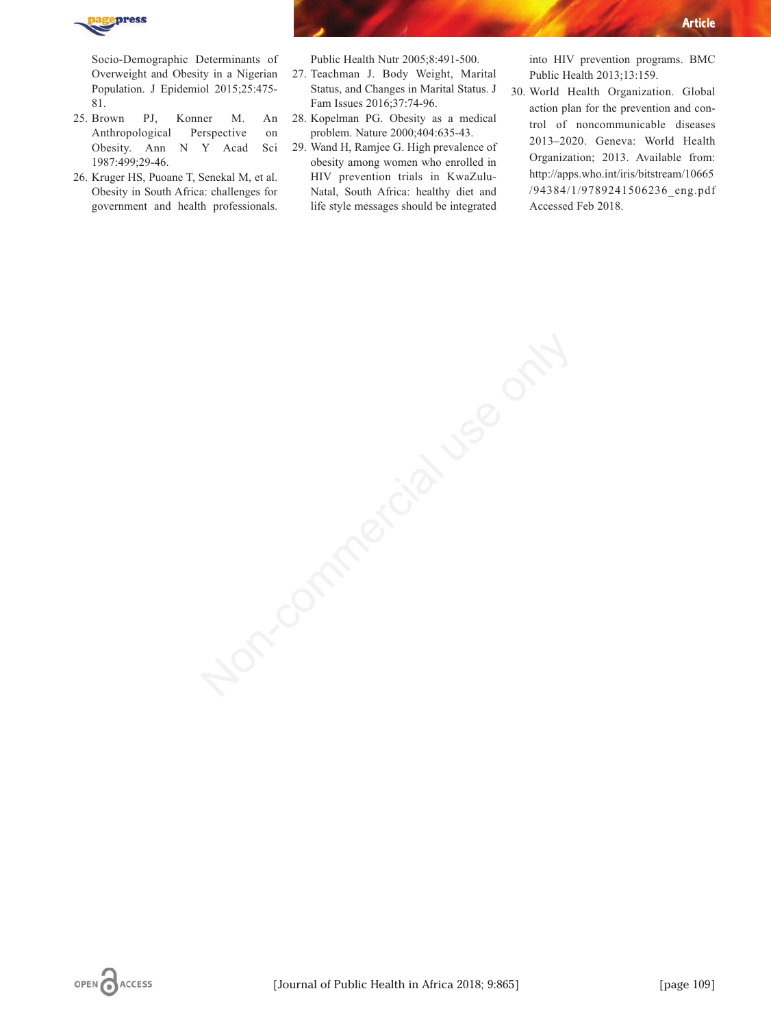Socio-Demographic Determinants of Overweight and Obesity in a Nigerian Population. J Epidemiol 2015;25:475-81.

25. Brown PJ, Konner M. An Anthropological Perspective on Obesity. Ann N Y Acad Sci 1987:499;29-46.
26. Kruger HS, Puoane T, Senekal M, et al. Obesity in South Africa: challenges for government and health professionals. Public Health Nutr 2005;8:491-500.
27. Teachman J. Body Weight, Marital Status, and Changes in Marital Status. J Fam Issues 2016;37:74-96.
28. Kopelman PG. Obesity as a medical problem. Nature 2000;404:635-43.
29. Wand H, Ramjee G. High prevalence of obesity among women who enrolled in HIV prevention trials in KwaZulu-Natal, South Africa: healthy diet and life style messages should be integrated into HIV prevention programs. BMC Public Health 2013;13:159.
30. World Health Organization. Global action plan for the prevention and control of noncommunicable diseases 2013–2020. Geneva: World Health Organization; 2013. Available from: http://apps.who.int/iris/bitstream/10665/94384/1/9789241506236_eng.pdf Accessed Feb 2018.